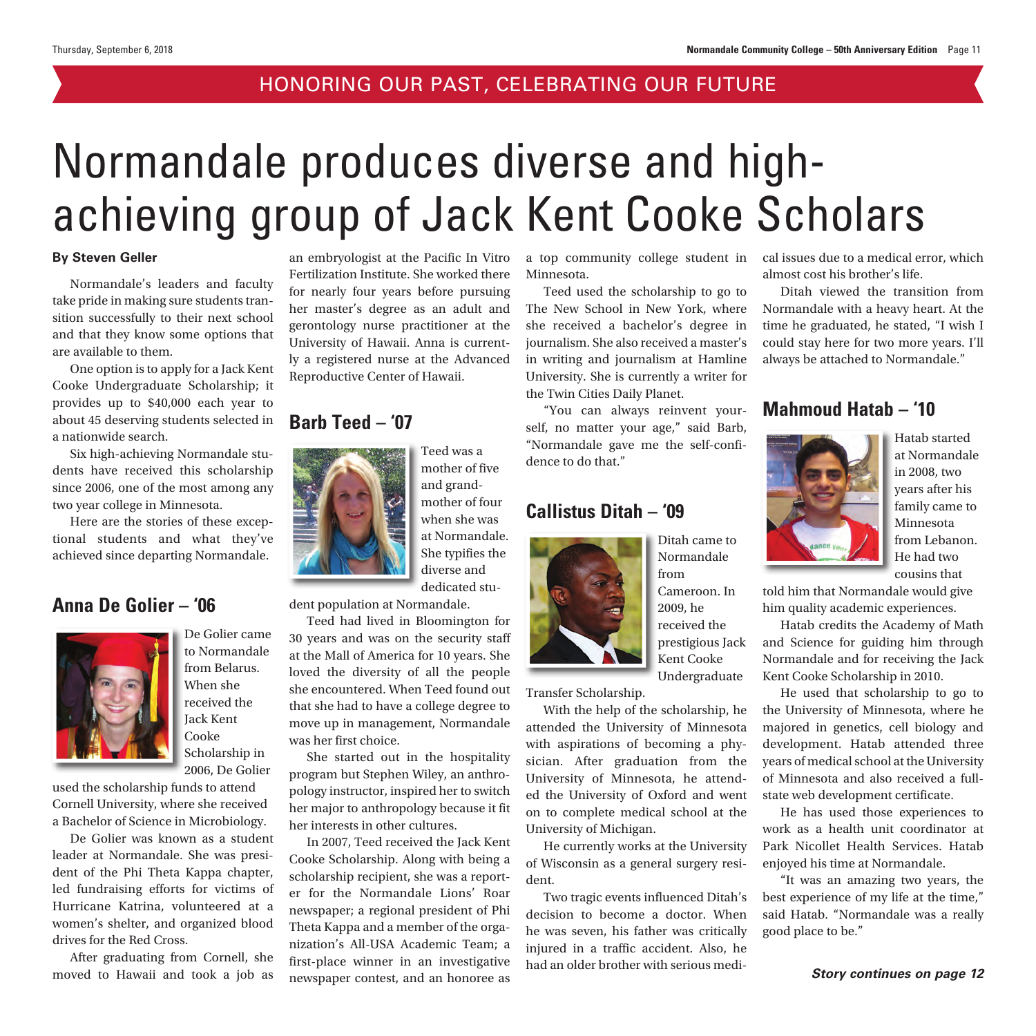HONORING OUR PAST, CELEBRATING OUR FUTURE

# Normandale produces diverse and high-achieving group of Jack Kent Cooke Scholars

**By Steven Geller**

Normandale's leaders and faculty take pride in making sure students transition successfully to their next school and that they know some options that are available to them.

One option is to apply for a Jack Kent Cooke Undergraduate Scholarship; it provides up to $40,000 each year to about 45 deserving students selected in a nationwide search.

Six high-achieving Normandale students have received this scholarship since 2006, one of the most among any two year college in Minnesota.

Here are the stories of these exceptional students and what they've achieved since departing Normandale.

## Anna De Golier – '06

De Golier came to Normandale from Belarus. When she received the Jack Kent Cooke Scholarship in 2006, De Golier used the scholarship funds to attend Cornell University, where she received a Bachelor of Science in Microbiology.

De Golier was known as a student leader at Normandale. She was president of the Phi Theta Kappa chapter, led fundraising efforts for victims of Hurricane Katrina, volunteered at a women's shelter, and organized blood drives for the Red Cross.

After graduating from Cornell, she moved to Hawaii and took a job as an embryologist at the Pacific In Vitro Fertilization Institute. She worked there for nearly four years before pursuing her master's degree as an adult and gerontology nurse practitioner at the University of Hawaii. Anna is currently a registered nurse at the Advanced Reproductive Center of Hawaii.

## Barb Teed – '07

Teed was a mother of five and grandmother of four when she was at Normandale. She typifies the diverse and dedicated student population at Normandale.

Teed had lived in Bloomington for 30 years and was on the security staff at the Mall of America for 10 years. She loved the diversity of all the people she encountered. When Teed found out that she had to have a college degree to move up in management, Normandale was her first choice.

She started out in the hospitality program but Stephen Wiley, an anthropology instructor, inspired her to switch her major to anthropology because it fit her interests in other cultures.

In 2007, Teed received the Jack Kent Cooke Scholarship. Along with being a scholarship recipient, she was a reporter for the Normandale Lions' Roar newspaper; a regional president of Phi Theta Kappa and a member of the organization's All-USA Academic Team; a first-place winner in an investigative newspaper contest, and an honoree as a top community college student in Minnesota.

Teed used the scholarship to go to The New School in New York, where she received a bachelor's degree in journalism. She also received a master's in writing and journalism at Hamline University. She is currently a writer for the Twin Cities Daily Planet.

"You can always reinvent yourself, no matter your age," said Barb, "Normandale gave me the self-confidence to do that."

## Callistus Ditah – '09

Ditah came to Normandale from Cameroon. In 2009, he received the prestigious Jack Kent Cooke Undergraduate Transfer Scholarship.

With the help of the scholarship, he attended the University of Minnesota with aspirations of becoming a physician. After graduation from the University of Minnesota, he attended the University of Oxford and went on to complete medical school at the University of Michigan.

He currently works at the University of Wisconsin as a general surgery resident.

Two tragic events influenced Ditah's decision to become a doctor. When he was seven, his father was critically injured in a traffic accident. Also, he had an older brother with serious medical issues due to a medical error, which almost cost his brother's life.

Ditah viewed the transition from Normandale with a heavy heart. At the time he graduated, he stated, "I wish I could stay here for two more years. I'll always be attached to Normandale."

## Mahmoud Hatab – '10

Hatab started at Normandale in 2008, two years after his family came to Minnesota from Lebanon. He had two cousins that told him that Normandale would give him quality academic experiences.

Hatab credits the Academy of Math and Science for guiding him through Normandale and for receiving the Jack Kent Cooke Scholarship in 2010.

He used that scholarship to go to the University of Minnesota, where he majored in genetics, cell biology and development. Hatab attended three years of medical school at the University of Minnesota and also received a full-state web development certificate.

He has used those experiences to work as a health unit coordinator at Park Nicollet Health Services. Hatab enjoyed his time at Normandale.

"It was an amazing two years, the best experience of my life at the time," said Hatab. "Normandale was a really good place to be."

***Story continues on page 12***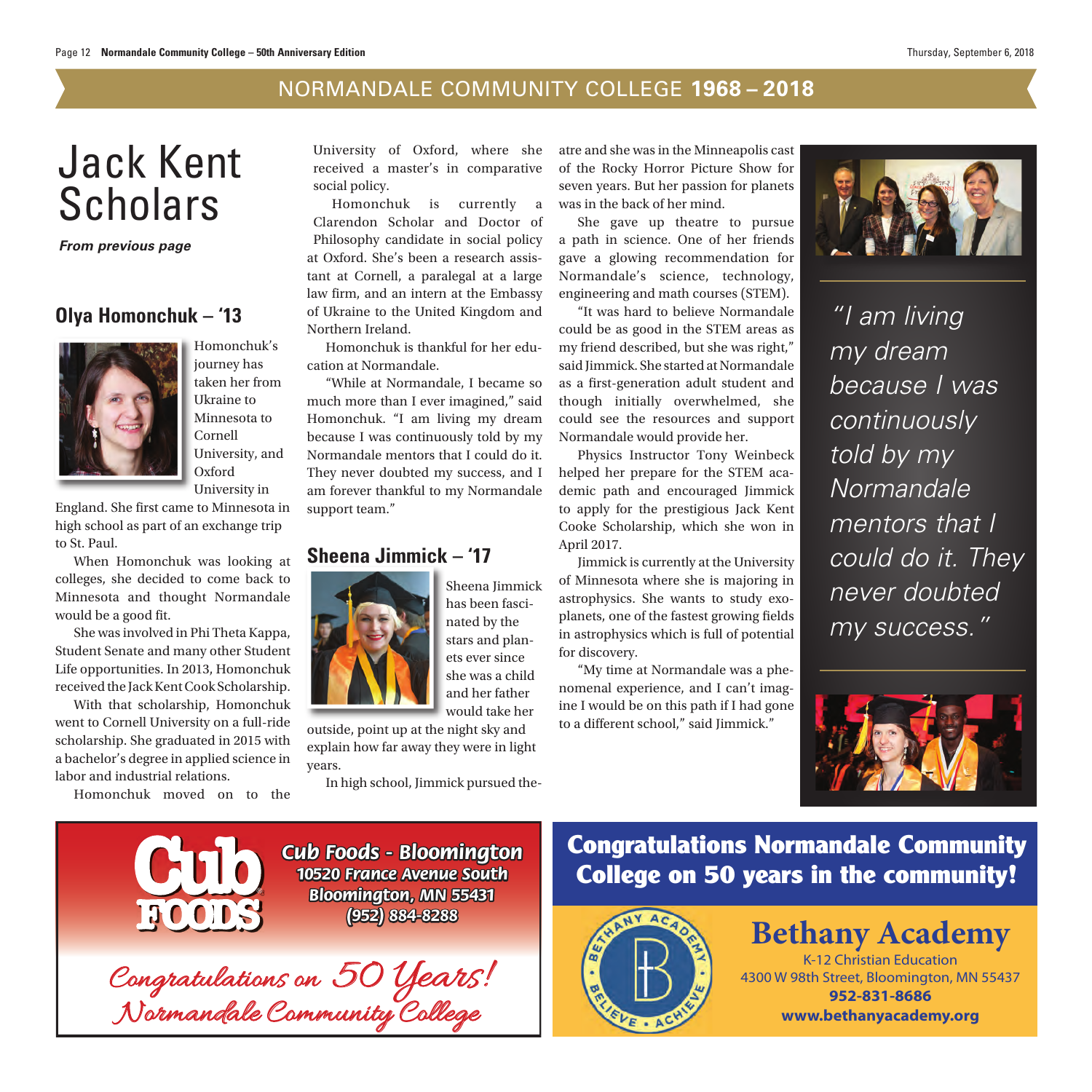NORMANDALE COMMUNITY COLLEGE **1968 – 2018**

# Jack Kent Scholars

***From previous page***

## Olya Homonchuk – '13

Homonchuk's journey has taken her from Ukraine to Minnesota to Cornell University, and Oxford University in England. She first came to Minnesota in high school as part of an exchange trip to St. Paul.

When Homonchuk was looking at colleges, she decided to come back to Minnesota and thought Normandale would be a good fit.

She was involved in Phi Theta Kappa, Student Senate and many other Student Life opportunities. In 2013, Homonchuk received the Jack Kent Cook Scholarship.

With that scholarship, Homonchuk went to Cornell University on a full-ride scholarship. She graduated in 2015 with a bachelor's degree in applied science in labor and industrial relations.

Homonchuk moved on to the University of Oxford, where she received a master's in comparative social policy.

Homonchuk is currently a Clarendon Scholar and Doctor of Philosophy candidate in social policy at Oxford. She's been a research assistant at Cornell, a paralegal at a large law firm, and an intern at the Embassy of Ukraine to the United Kingdom and Northern Ireland.

Homonchuk is thankful for her education at Normandale.

"While at Normandale, I became so much more than I ever imagined," said Homonchuk. "I am living my dream because I was continuously told by my Normandale mentors that I could do it. They never doubted my success, and I am forever thankful to my Normandale support team."

## Sheena Jimmick – '17

Sheena Jimmick has been fascinated by the stars and planets ever since she was a child and her father would take her outside, point up at the night sky and explain how far away they were in light years.

In high school, Jimmick pursued theatre and she was in the Minneapolis cast of the Rocky Horror Picture Show for seven years. But her passion for planets was in the back of her mind.

She gave up theatre to pursue a path in science. One of her friends gave a glowing recommendation for Normandale's science, technology, engineering and math courses (STEM).

"It was hard to believe Normandale could be as good in the STEM areas as my friend described, but she was right," said Jimmick. She started at Normandale as a first-generation adult student and though initially overwhelmed, she could see the resources and support Normandale would provide her.

Physics Instructor Tony Weinbeck helped her prepare for the STEM academic path and encouraged Jimmick to apply for the prestigious Jack Kent Cooke Scholarship, which she won in April 2017.

Jimmick is currently at the University of Minnesota where she is majoring in astrophysics. She wants to study exoplanets, one of the fastest growing fields in astrophysics which is full of potential for discovery.

"My time at Normandale was a phenomenal experience, and I can't imagine I would be on this path if I had gone to a different school," said Jimmick."

*"I am living my dream because I was continuously told by my Normandale mentors that I could do it. They never doubted my success."*

---

**Cub Foods - Bloomington**
**10520 France Avenue South**
**Bloomington, MN 55431**
**(952) 884-8288**

*Congratulations on 50 Years! Normandale Community College*

---

**Congratulations Normandale Community College on 50 years in the community!**

**Bethany Academy**
K-12 Christian Education
4300 W 98th Street, Bloomington, MN 55437
**952-831-8686**
**www.bethanyacademy.org**